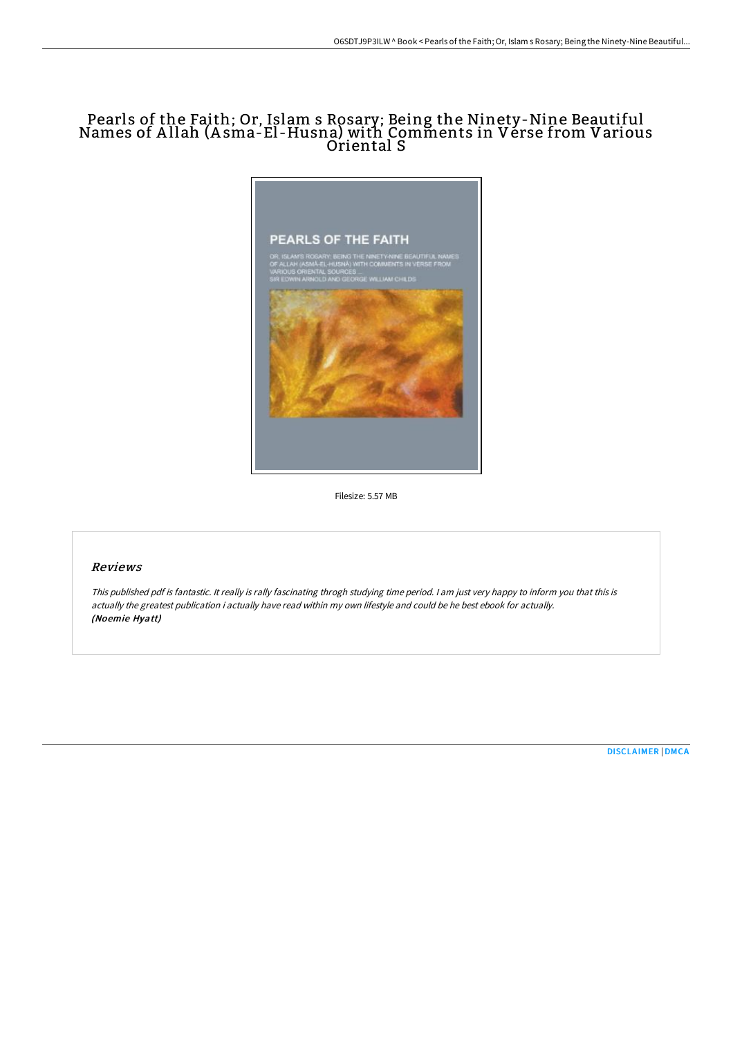# Pearls of the Faith; Or, Islam s Rosary; Being the Ninety-Nine Beautiful Names of Allah (Asma-El-Husna) with Comments in Verse from Various Oriental S

Filesize: 5.57 MB

## *Reviews*

*This published pdf is fantastic. It really is rally fascinating throgh studying time period. I am just very happy to inform you that this is actually the greatest publication i actually have read within my own lifestyle and could be he best ebook for actually.*
***(Noemie Hyatt)***

DISCLAIMER | DMCA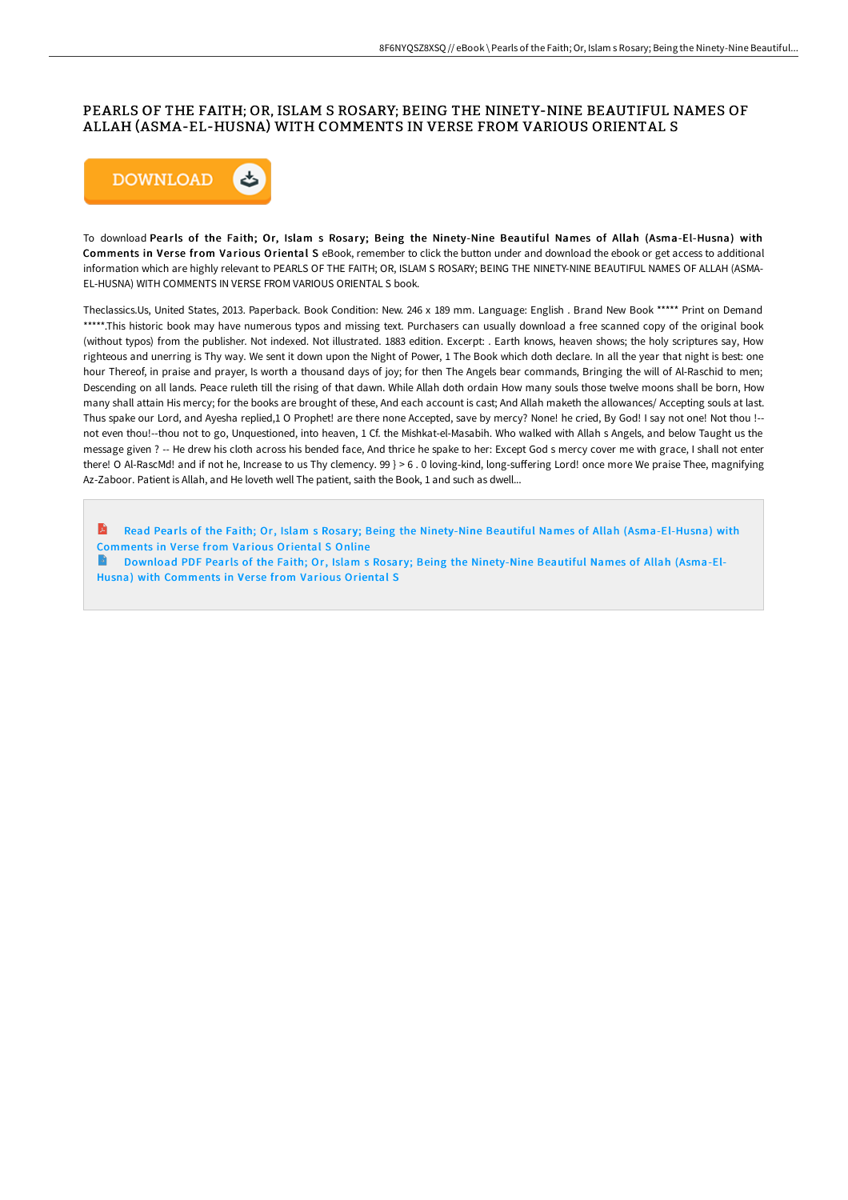# PEARLS OF THE FAITH; OR, ISLAM S ROSARY; BEING THE NINETY-NINE BEAUTIFUL NAMES OF ALLAH (ASMA-EL-HUSNA) WITH COMMENTS IN VERSE FROM VARIOUS ORIENTAL S

DOWNLOAD

To download **Pearls of the Faith; Or, Islam s Rosary; Being the Ninety-Nine Beautiful Names of Allah (Asma-El-Husna) with Comments in Verse from Various Oriental S** eBook, remember to click the button under and download the ebook or get access to additional information which are highly relevant to PEARLS OF THE FAITH; OR, ISLAM S ROSARY; BEING THE NINETY-NINE BEAUTIFUL NAMES OF ALLAH (ASMA-EL-HUSNA) WITH COMMENTS IN VERSE FROM VARIOUS ORIENTAL S book.

Theclassics.Us, United States, 2013. Paperback. Book Condition: New. 246 x 189 mm. Language: English . Brand New Book ***** Print on Demand *****.This historic book may have numerous typos and missing text. Purchasers can usually download a free scanned copy of the original book (without typos) from the publisher. Not indexed. Not illustrated. 1883 edition. Excerpt: . Earth knows, heaven shows; the holy scriptures say, How righteous and unerring is Thy way. We sent it down upon the Night of Power, 1 The Book which doth declare. In all the year that night is best: one hour Thereof, in praise and prayer, Is worth a thousand days of joy; for then The Angels bear commands, Bringing the will of Al-Raschid to men; Descending on all lands. Peace ruleth till the rising of that dawn. While Allah doth ordain How many souls those twelve moons shall be born, How many shall attain His mercy; for the books are brought of these, And each account is cast; And Allah maketh the allowances/ Accepting souls at last. Thus spake our Lord, and Ayesha replied,1 O Prophet! are there none Accepted, save by mercy? None! he cried, By God! I say not one! Not thou !--not even thou!--thou not to go, Unquestioned, into heaven, 1 Cf. the Mishkat-el-Masabih. Who walked with Allah s Angels, and below Taught us the message given ? -- He drew his cloth across his bended face, And thrice he spake to her: Except God s mercy cover me with grace, I shall not enter there! O Al-RascMd! and if not he, Increase to us Thy clemency. 99 } > 6 . 0 loving-kind, long-suffering Lord! once more We praise Thee, magnifying Az-Zaboor. Patient is Allah, and He loveth well The patient, saith the Book, 1 and such as dwell...

Read Pearls of the Faith; Or, Islam s Rosary; Being the Ninety-Nine Beautiful Names of Allah (Asma-El-Husna) with Comments in Verse from Various Oriental S Online

Download PDF Pearls of the Faith; Or, Islam s Rosary; Being the Ninety-Nine Beautiful Names of Allah (Asma-El-Husna) with Comments in Verse from Various Oriental S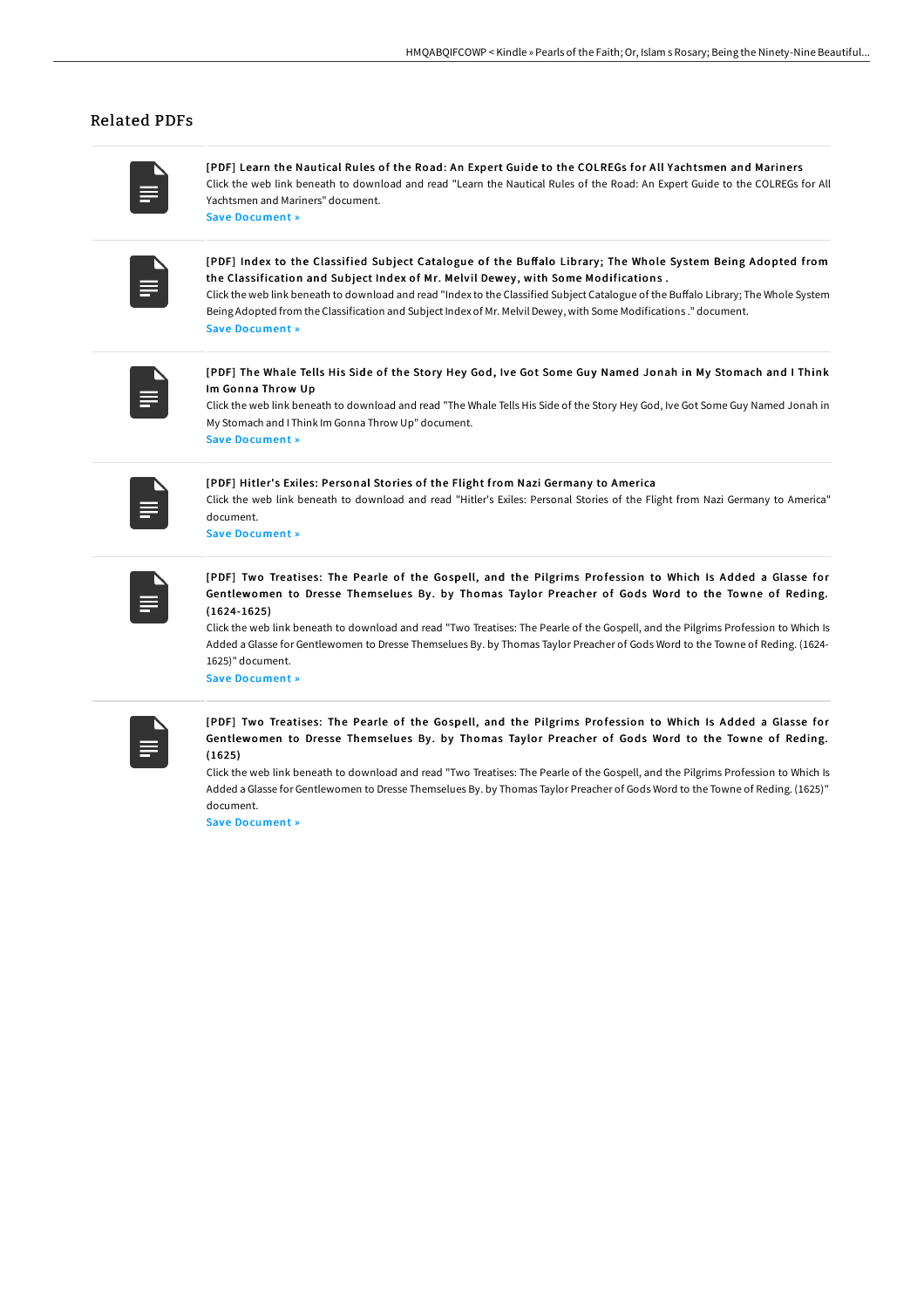## Related PDFs

[PDF] Learn the Nautical Rules of the Road: An Expert Guide to the COLREGs for All Yachtsmen and Mariners

Click the web link beneath to download and read "Learn the Nautical Rules of the Road: An Expert Guide to the COLREGs for All Yachtsmen and Mariners" document.

Save Document »

[PDF] Index to the Classified Subject Catalogue of the Buffalo Library; The Whole System Being Adopted from the Classification and Subject Index of Mr. Melvil Dewey, with Some Modifications .

Click the web link beneath to download and read "Index to the Classified Subject Catalogue of the Buffalo Library; The Whole System Being Adopted from the Classification and Subject Index of Mr. Melvil Dewey, with Some Modifications ." document.

Save Document »

[PDF] The Whale Tells His Side of the Story Hey God, Ive Got Some Guy Named Jonah in My Stomach and I Think Im Gonna Throw Up

Click the web link beneath to download and read "The Whale Tells His Side of the Story Hey God, Ive Got Some Guy Named Jonah in My Stomach and I Think Im Gonna Throw Up" document.

Save Document »

[PDF] Hitler's Exiles: Personal Stories of the Flight from Nazi Germany to America

Click the web link beneath to download and read "Hitler's Exiles: Personal Stories of the Flight from Nazi Germany to America" document.

Save Document »

[PDF] Two Treatises: The Pearle of the Gospell, and the Pilgrims Profession to Which Is Added a Glasse for Gentlewomen to Dresse Themselues By. by Thomas Taylor Preacher of Gods Word to the Towne of Reding. (1624-1625)

Click the web link beneath to download and read "Two Treatises: The Pearle of the Gospell, and the Pilgrims Profession to Which Is Added a Glasse for Gentlewomen to Dresse Themselues By. by Thomas Taylor Preacher of Gods Word to the Towne of Reding. (1624-1625)" document.

Save Document »

[PDF] Two Treatises: The Pearle of the Gospell, and the Pilgrims Profession to Which Is Added a Glasse for Gentlewomen to Dresse Themselues By. by Thomas Taylor Preacher of Gods Word to the Towne of Reding. (1625)

Click the web link beneath to download and read "Two Treatises: The Pearle of the Gospell, and the Pilgrims Profession to Which Is Added a Glasse for Gentlewomen to Dresse Themselues By. by Thomas Taylor Preacher of Gods Word to the Towne of Reding. (1625)" document.

Save Document »